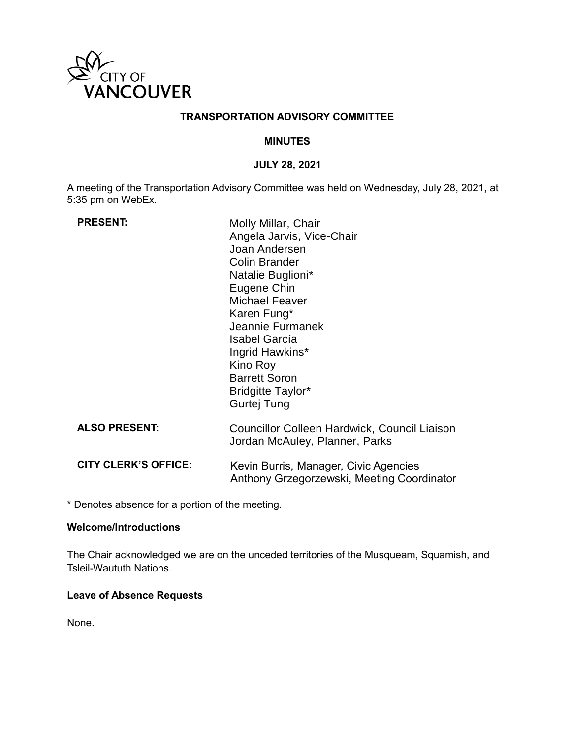CITY OF VANCOUVER

# TRANSPORTATION ADVISORY COMMITTEE

## MINUTES

## JULY 28, 2021

A meeting of the Transportation Advisory Committee was held on Wednesday, July 28, 2021**,** at 5:35 pm on WebEx.

**PRESENT:**

Molly Millar, Chair
Angela Jarvis, Vice-Chair
Joan Andersen
Colin Brander
Natalie Buglioni*
Eugene Chin
Michael Feaver
Karen Fung*
Jeannie Furmanek
Isabel García
Ingrid Hawkins*
Kino Roy
Barrett Soron
Bridgitte Taylor*
Gurtej Tung

**ALSO PRESENT:**

Councillor Colleen Hardwick, Council Liaison
Jordan McAuley, Planner, Parks

**CITY CLERK'S OFFICE:**

Kevin Burris, Manager, Civic Agencies
Anthony Grzegorzewski, Meeting Coordinator

* Denotes absence for a portion of the meeting.

**Welcome/Introductions**

The Chair acknowledged we are on the unceded territories of the Musqueam, Squamish, and Tsleil-Waututh Nations.

**Leave of Absence Requests**

None.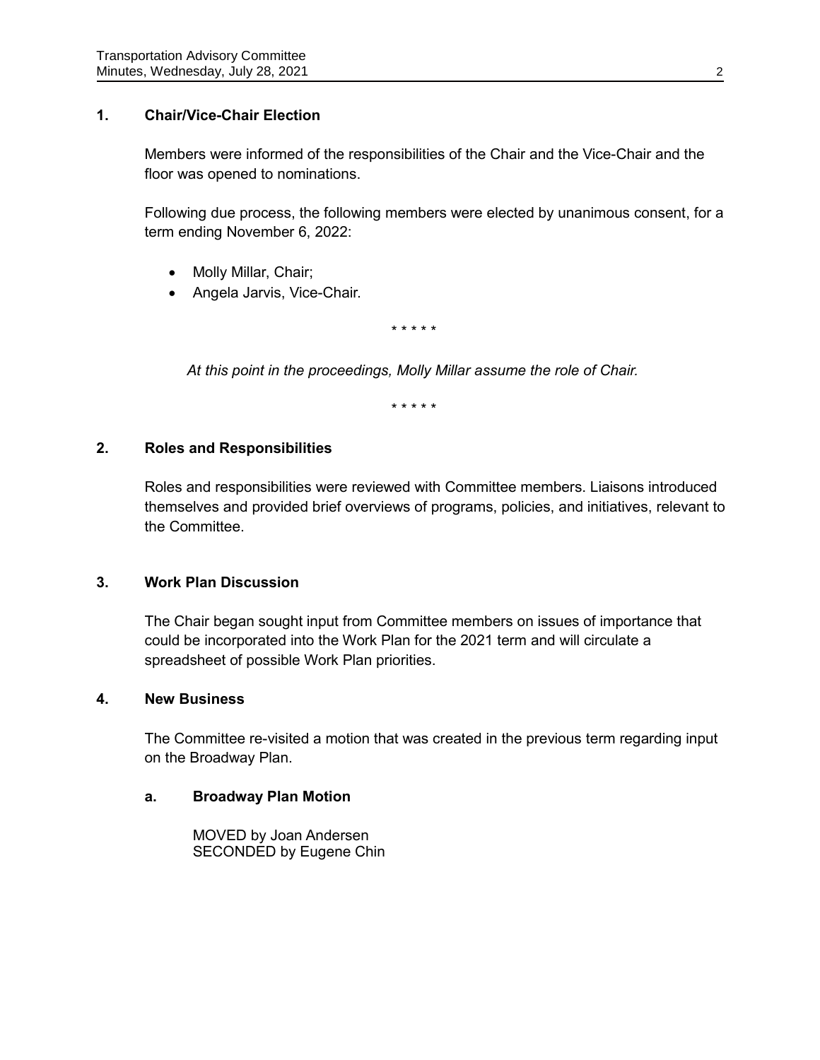## 1. Chair/Vice-Chair Election

Members were informed of the responsibilities of the Chair and the Vice-Chair and the floor was opened to nominations.

Following due process, the following members were elected by unanimous consent, for a term ending November 6, 2022:

- Molly Millar, Chair;
- Angela Jarvis, Vice-Chair.

\* \* \* \* \*

*At this point in the proceedings, Molly Millar assume the role of Chair.*

\* \* \* \* \*

## 2. Roles and Responsibilities

Roles and responsibilities were reviewed with Committee members. Liaisons introduced themselves and provided brief overviews of programs, policies, and initiatives, relevant to the Committee.

## 3. Work Plan Discussion

The Chair began sought input from Committee members on issues of importance that could be incorporated into the Work Plan for the 2021 term and will circulate a spreadsheet of possible Work Plan priorities.

## 4. New Business

The Committee re-visited a motion that was created in the previous term regarding input on the Broadway Plan.

### a. Broadway Plan Motion

MOVED by Joan Andersen
SECONDED by Eugene Chin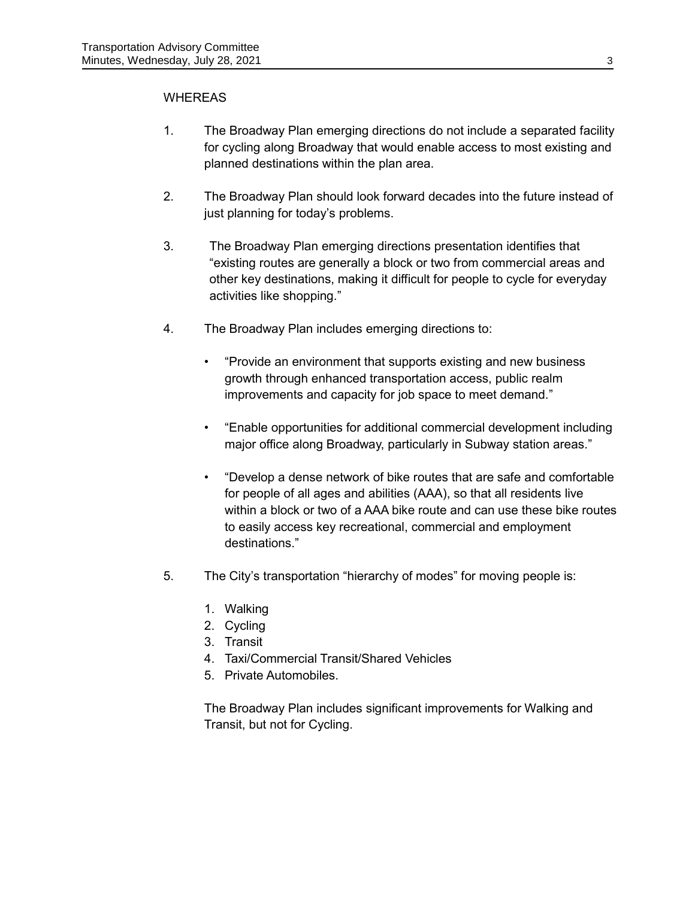WHEREAS

1. The Broadway Plan emerging directions do not include a separated facility for cycling along Broadway that would enable access to most existing and planned destinations within the plan area.

2. The Broadway Plan should look forward decades into the future instead of just planning for today's problems.

3. The Broadway Plan emerging directions presentation identifies that "existing routes are generally a block or two from commercial areas and other key destinations, making it difficult for people to cycle for everyday activities like shopping."

4. The Broadway Plan includes emerging directions to:

   - "Provide an environment that supports existing and new business growth through enhanced transportation access, public realm improvements and capacity for job space to meet demand."

   - "Enable opportunities for additional commercial development including major office along Broadway, particularly in Subway station areas."

   - "Develop a dense network of bike routes that are safe and comfortable for people of all ages and abilities (AAA), so that all residents live within a block or two of a AAA bike route and can use these bike routes to easily access key recreational, commercial and employment destinations."

5. The City's transportation "hierarchy of modes" for moving people is:

   1. Walking
   2. Cycling
   3. Transit
   4. Taxi/Commercial Transit/Shared Vehicles
   5. Private Automobiles.

   The Broadway Plan includes significant improvements for Walking and Transit, but not for Cycling.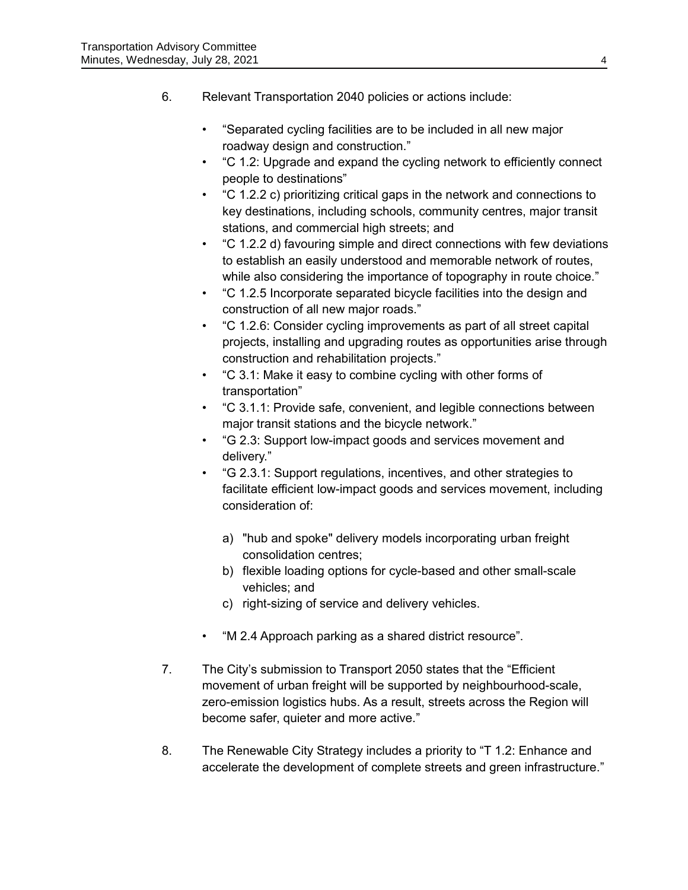6. Relevant Transportation 2040 policies or actions include:

   - "Separated cycling facilities are to be included in all new major roadway design and construction."
   - "C 1.2: Upgrade and expand the cycling network to efficiently connect people to destinations"
   - "C 1.2.2 c) prioritizing critical gaps in the network and connections to key destinations, including schools, community centres, major transit stations, and commercial high streets; and
   - "C 1.2.2 d) favouring simple and direct connections with few deviations to establish an easily understood and memorable network of routes, while also considering the importance of topography in route choice."
   - "C 1.2.5 Incorporate separated bicycle facilities into the design and construction of all new major roads."
   - "C 1.2.6: Consider cycling improvements as part of all street capital projects, installing and upgrading routes as opportunities arise through construction and rehabilitation projects."
   - "C 3.1: Make it easy to combine cycling with other forms of transportation"
   - "C 3.1.1: Provide safe, convenient, and legible connections between major transit stations and the bicycle network."
   - "G 2.3: Support low-impact goods and services movement and delivery."
   - "G 2.3.1: Support regulations, incentives, and other strategies to facilitate efficient low-impact goods and services movement, including consideration of:

     a) "hub and spoke" delivery models incorporating urban freight consolidation centres;
     b) flexible loading options for cycle-based and other small-scale vehicles; and
     c) right-sizing of service and delivery vehicles.

   - "M 2.4 Approach parking as a shared district resource".

7. The City's submission to Transport 2050 states that the "Efficient movement of urban freight will be supported by neighbourhood-scale, zero-emission logistics hubs. As a result, streets across the Region will become safer, quieter and more active."

8. The Renewable City Strategy includes a priority to "T 1.2: Enhance and accelerate the development of complete streets and green infrastructure."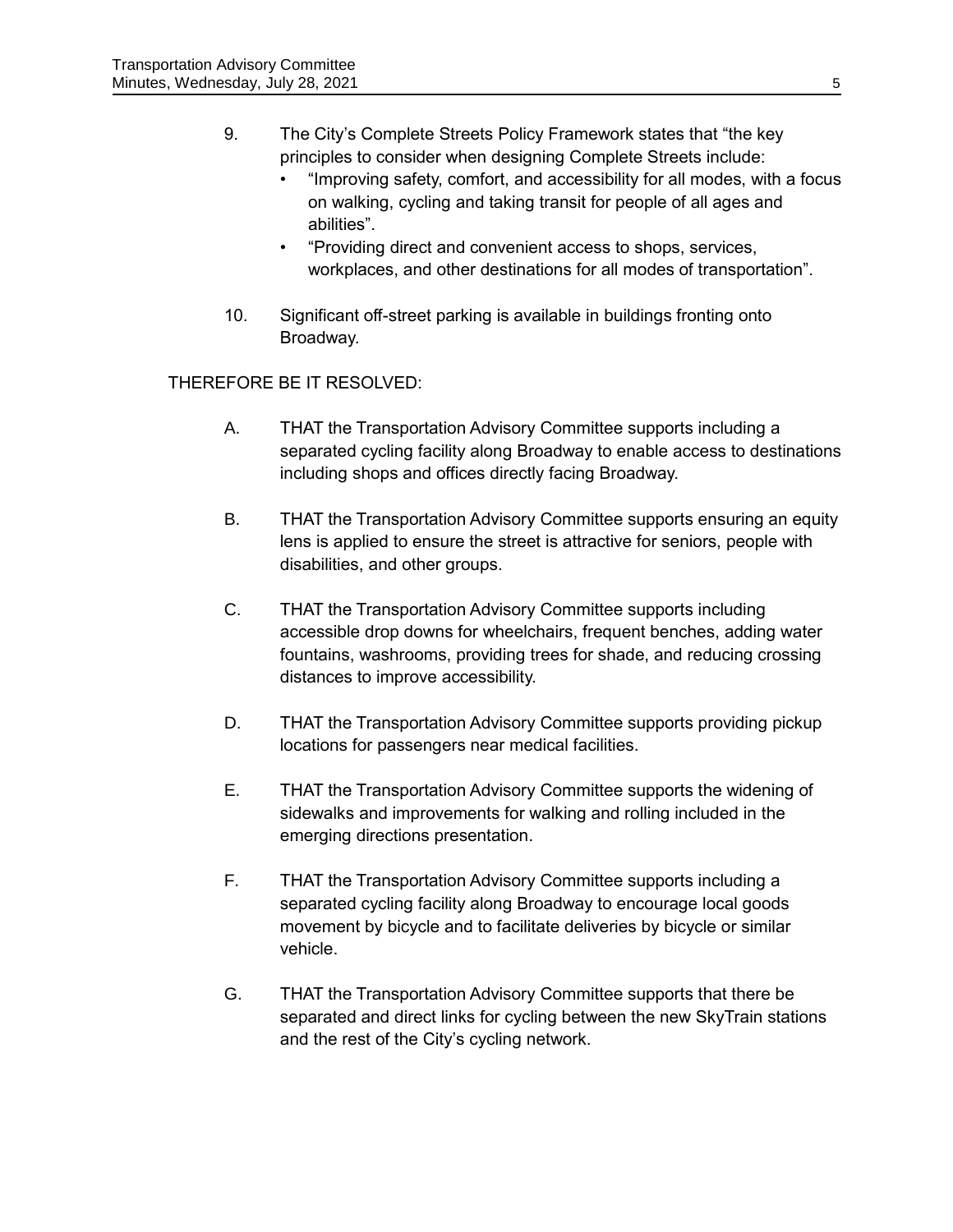9. The City's Complete Streets Policy Framework states that "the key principles to consider when designing Complete Streets include:
   - "Improving safety, comfort, and accessibility for all modes, with a focus on walking, cycling and taking transit for people of all ages and abilities".
   - "Providing direct and convenient access to shops, services, workplaces, and other destinations for all modes of transportation".

10. Significant off-street parking is available in buildings fronting onto Broadway.

THEREFORE BE IT RESOLVED:

A. THAT the Transportation Advisory Committee supports including a separated cycling facility along Broadway to enable access to destinations including shops and offices directly facing Broadway.

B. THAT the Transportation Advisory Committee supports ensuring an equity lens is applied to ensure the street is attractive for seniors, people with disabilities, and other groups.

C. THAT the Transportation Advisory Committee supports including accessible drop downs for wheelchairs, frequent benches, adding water fountains, washrooms, providing trees for shade, and reducing crossing distances to improve accessibility.

D. THAT the Transportation Advisory Committee supports providing pickup locations for passengers near medical facilities.

E. THAT the Transportation Advisory Committee supports the widening of sidewalks and improvements for walking and rolling included in the emerging directions presentation.

F. THAT the Transportation Advisory Committee supports including a separated cycling facility along Broadway to encourage local goods movement by bicycle and to facilitate deliveries by bicycle or similar vehicle.

G. THAT the Transportation Advisory Committee supports that there be separated and direct links for cycling between the new SkyTrain stations and the rest of the City's cycling network.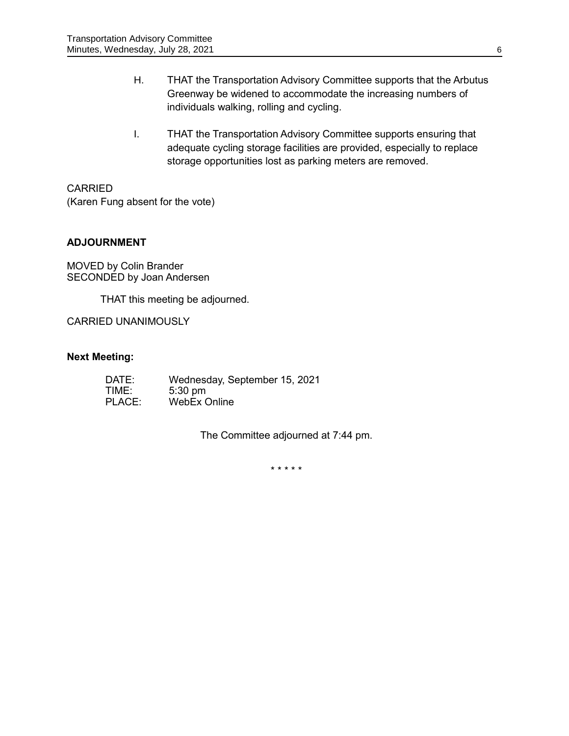H. THAT the Transportation Advisory Committee supports that the Arbutus Greenway be widened to accommodate the increasing numbers of individuals walking, rolling and cycling.

I. THAT the Transportation Advisory Committee supports ensuring that adequate cycling storage facilities are provided, especially to replace storage opportunities lost as parking meters are removed.

CARRIED
(Karen Fung absent for the vote)

**ADJOURNMENT**

MOVED by Colin Brander
SECONDED by Joan Andersen

THAT this meeting be adjourned.

CARRIED UNANIMOUSLY

**Next Meeting:**

DATE: Wednesday, September 15, 2021
TIME: 5:30 pm
PLACE: WebEx Online

The Committee adjourned at 7:44 pm.

* * * * *